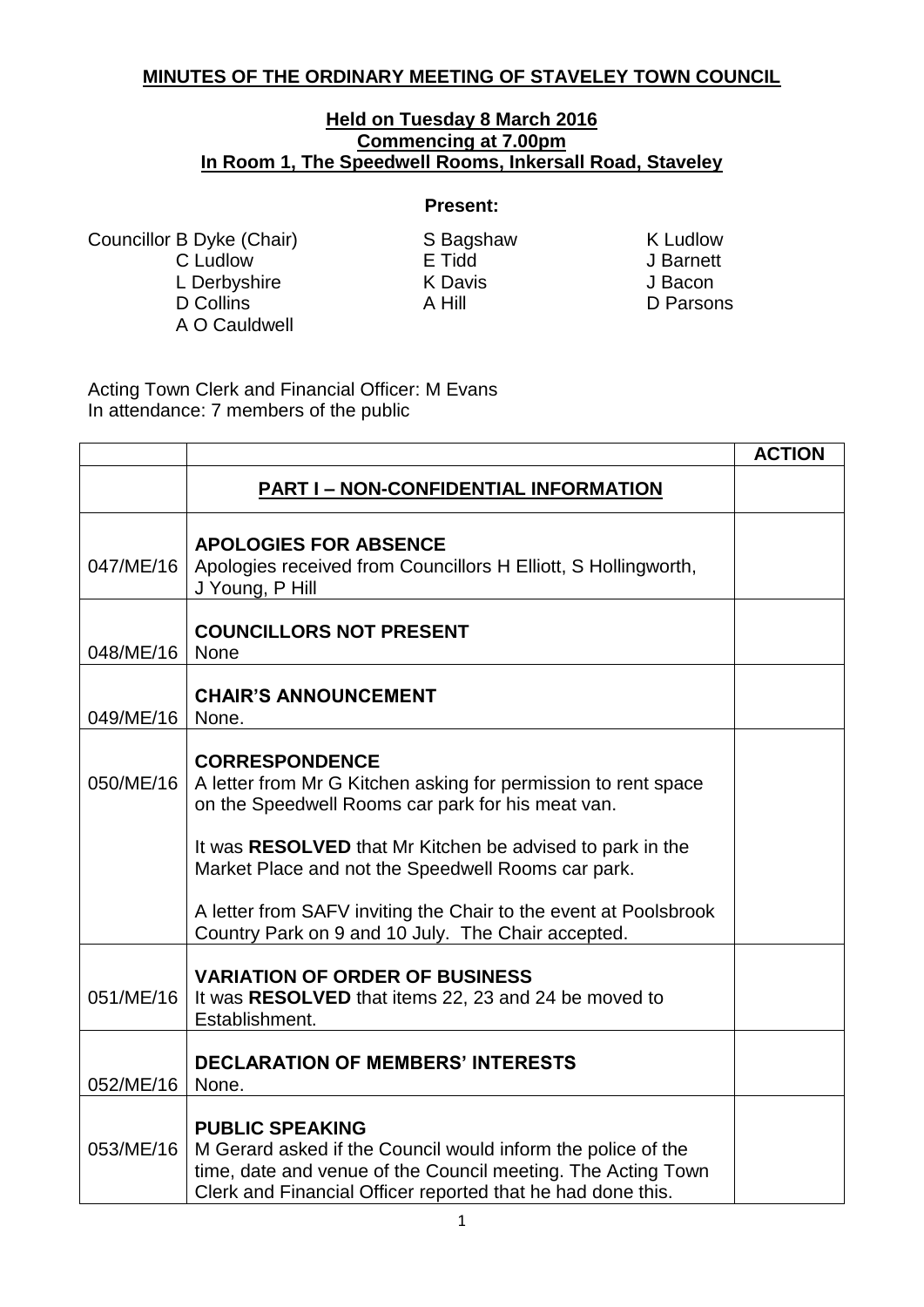**MINUTES OF THE ORDINARY MEETING OF STAVELEY TOWN COUNCIL**

**Held on Tuesday 8 March 2016**
**Commencing at 7.00pm**
**In Room 1, The Speedwell Rooms, Inkersall Road, Staveley**

**Present:**

| | | |
|---|---|---|
| Councillor B Dyke (Chair) | S Bagshaw | K Ludlow |
| C Ludlow | E Tidd | J Barnett |
| L Derbyshire | K Davis | J Bacon |
| D Collins | A Hill | D Parsons |
| A O Cauldwell | | |

Acting Town Clerk and Financial Officer: M Evans
In attendance: 7 members of the public

| | | **ACTION** |
|---|---|---|
| | **PART I – NON-CONFIDENTIAL INFORMATION** | |
| 047/ME/16 | **APOLOGIES FOR ABSENCE**<br>Apologies received from Councillors H Elliott, S Hollingworth, J Young, P Hill | |
| 048/ME/16 | **COUNCILLORS NOT PRESENT**<br>None | |
| 049/ME/16 | **CHAIR'S ANNOUNCEMENT**<br>None. | |
| 050/ME/16 | **CORRESPONDENCE**<br>A letter from Mr G Kitchen asking for permission to rent space on the Speedwell Rooms car park for his meat van.<br><br>It was **RESOLVED** that Mr Kitchen be advised to park in the Market Place and not the Speedwell Rooms car park.<br><br>A letter from SAFV inviting the Chair to the event at Poolsbrook Country Park on 9 and 10 July. The Chair accepted. | |
| 051/ME/16 | **VARIATION OF ORDER OF BUSINESS**<br>It was **RESOLVED** that items 22, 23 and 24 be moved to Establishment. | |
| 052/ME/16 | **DECLARATION OF MEMBERS' INTERESTS**<br>None. | |
| 053/ME/16 | **PUBLIC SPEAKING**<br>M Gerard asked if the Council would inform the police of the time, date and venue of the Council meeting. The Acting Town Clerk and Financial Officer reported that he had done this. | |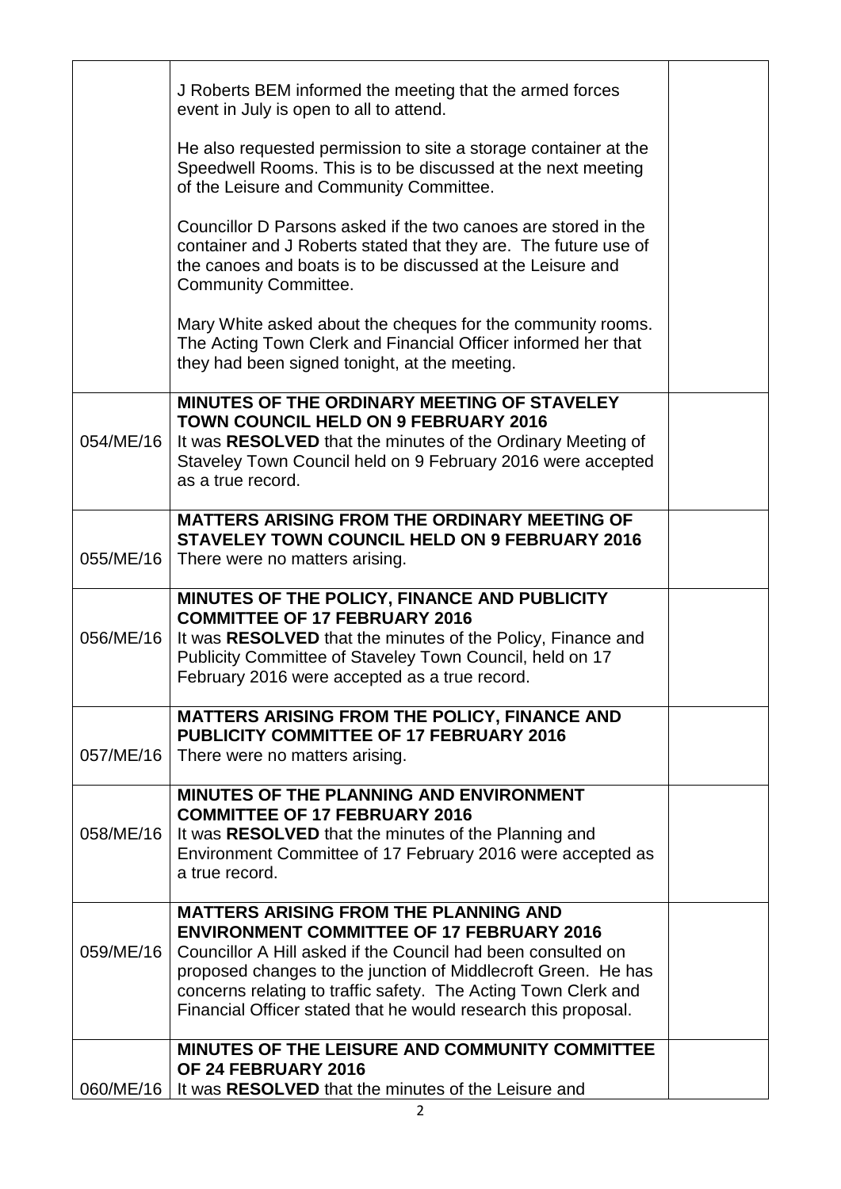| | | |
|---|---|---|
| | J Roberts BEM informed the meeting that the armed forces event in July is open to all to attend.<br><br>He also requested permission to site a storage container at the Speedwell Rooms. This is to be discussed at the next meeting of the Leisure and Community Committee.<br><br>Councillor D Parsons asked if the two canoes are stored in the container and J Roberts stated that they are. The future use of the canoes and boats is to be discussed at the Leisure and Community Committee.<br><br>Mary White asked about the cheques for the community rooms. The Acting Town Clerk and Financial Officer informed her that they had been signed tonight, at the meeting. | |
| 054/ME/16 | **MINUTES OF THE ORDINARY MEETING OF STAVELEY TOWN COUNCIL HELD ON 9 FEBRUARY 2016**<br>It was **RESOLVED** that the minutes of the Ordinary Meeting of Staveley Town Council held on 9 February 2016 were accepted as a true record. | |
| 055/ME/16 | **MATTERS ARISING FROM THE ORDINARY MEETING OF STAVELEY TOWN COUNCIL HELD ON 9 FEBRUARY 2016**<br>There were no matters arising. | |
| 056/ME/16 | **MINUTES OF THE POLICY, FINANCE AND PUBLICITY COMMITTEE OF 17 FEBRUARY 2016**<br>It was **RESOLVED** that the minutes of the Policy, Finance and Publicity Committee of Staveley Town Council, held on 17 February 2016 were accepted as a true record. | |
| 057/ME/16 | **MATTERS ARISING FROM THE POLICY, FINANCE AND PUBLICITY COMMITTEE OF 17 FEBRUARY 2016**<br>There were no matters arising. | |
| 058/ME/16 | **MINUTES OF THE PLANNING AND ENVIRONMENT COMMITTEE OF 17 FEBRUARY 2016**<br>It was **RESOLVED** that the minutes of the Planning and Environment Committee of 17 February 2016 were accepted as a true record. | |
| 059/ME/16 | **MATTERS ARISING FROM THE PLANNING AND ENVIRONMENT COMMITTEE OF 17 FEBRUARY 2016**<br>Councillor A Hill asked if the Council had been consulted on proposed changes to the junction of Middlecroft Green. He has concerns relating to traffic safety. The Acting Town Clerk and Financial Officer stated that he would research this proposal. | |
| 060/ME/16 | **MINUTES OF THE LEISURE AND COMMUNITY COMMITTEE OF 24 FEBRUARY 2016**<br>It was **RESOLVED** that the minutes of the Leisure and | |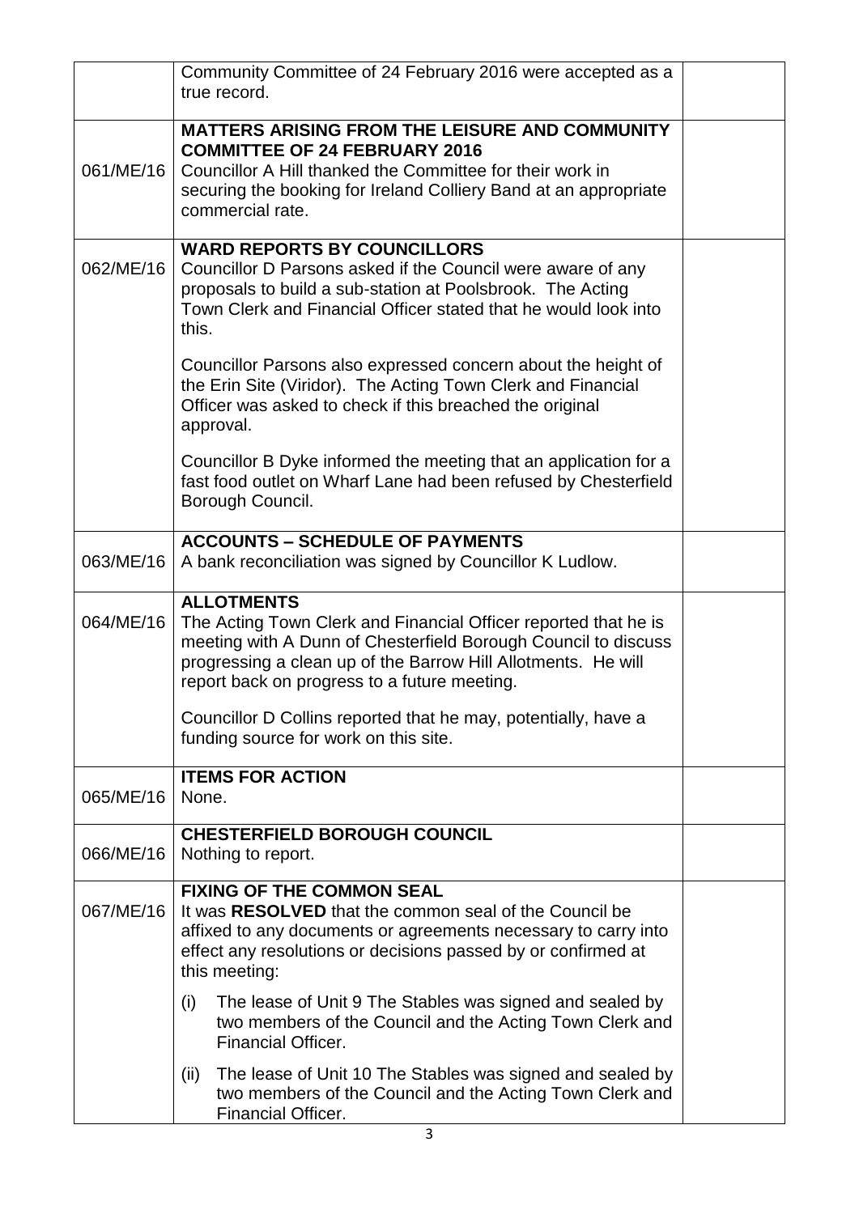| | | |
|---|---|---|
| | Community Committee of 24 February 2016 were accepted as a true record. | |
| 061/ME/16 | **MATTERS ARISING FROM THE LEISURE AND COMMUNITY COMMITTEE OF 24 FEBRUARY 2016**<br>Councillor A Hill thanked the Committee for their work in securing the booking for Ireland Colliery Band at an appropriate commercial rate. | |
| 062/ME/16 | **WARD REPORTS BY COUNCILLORS**<br>Councillor D Parsons asked if the Council were aware of any proposals to build a sub-station at Poolsbrook. The Acting Town Clerk and Financial Officer stated that he would look into this.<br><br>Councillor Parsons also expressed concern about the height of the Erin Site (Viridor). The Acting Town Clerk and Financial Officer was asked to check if this breached the original approval.<br><br>Councillor B Dyke informed the meeting that an application for a fast food outlet on Wharf Lane had been refused by Chesterfield Borough Council. | |
| 063/ME/16 | **ACCOUNTS – SCHEDULE OF PAYMENTS**<br>A bank reconciliation was signed by Councillor K Ludlow. | |
| 064/ME/16 | **ALLOTMENTS**<br>The Acting Town Clerk and Financial Officer reported that he is meeting with A Dunn of Chesterfield Borough Council to discuss progressing a clean up of the Barrow Hill Allotments. He will report back on progress to a future meeting.<br><br>Councillor D Collins reported that he may, potentially, have a funding source for work on this site. | |
| 065/ME/16 | **ITEMS FOR ACTION**<br>None. | |
| 066/ME/16 | **CHESTERFIELD BOROUGH COUNCIL**<br>Nothing to report. | |
| 067/ME/16 | **FIXING OF THE COMMON SEAL**<br>It was **RESOLVED** that the common seal of the Council be affixed to any documents or agreements necessary to carry into effect any resolutions or decisions passed by or confirmed at this meeting:<br><br>(i) The lease of Unit 9 The Stables was signed and sealed by two members of the Council and the Acting Town Clerk and Financial Officer.<br><br>(ii) The lease of Unit 10 The Stables was signed and sealed by two members of the Council and the Acting Town Clerk and Financial Officer. | |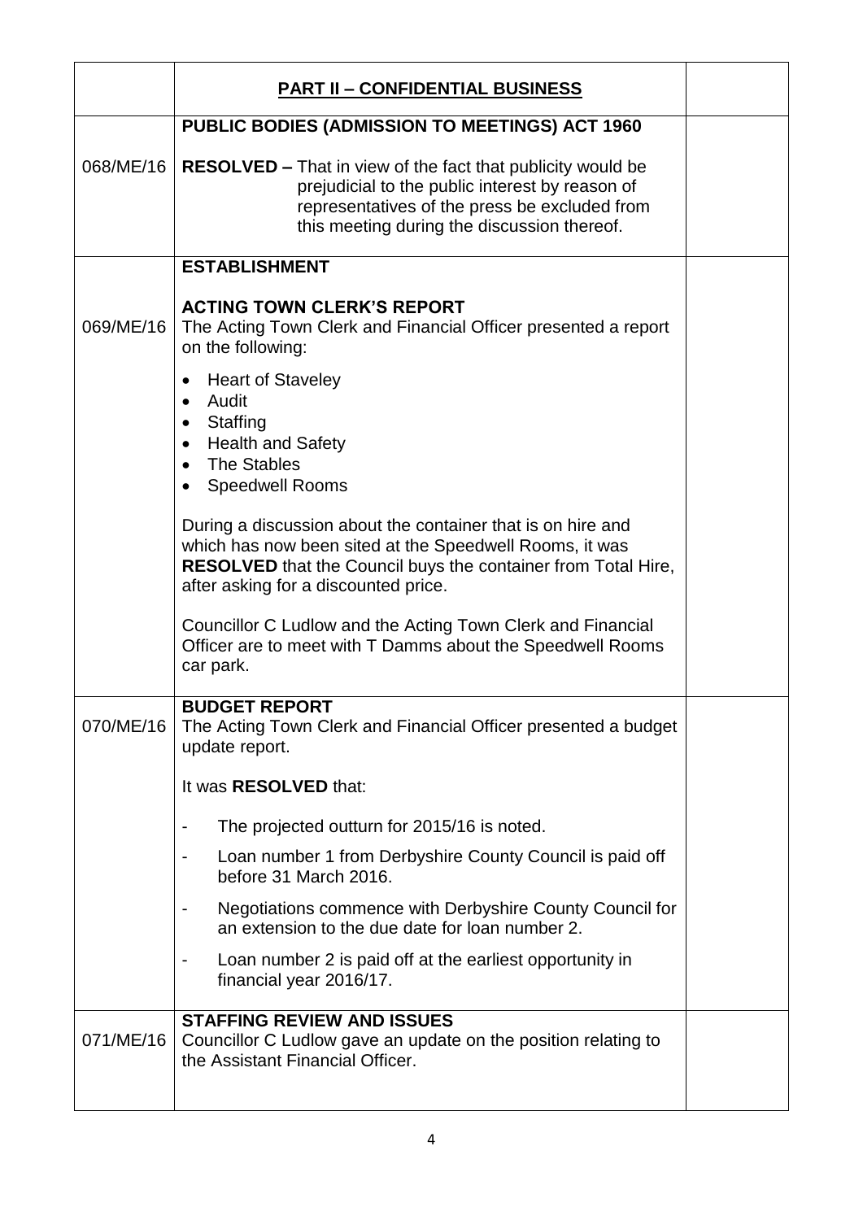| | **PART II – CONFIDENTIAL BUSINESS** | |
|---|---|---|
| 068/ME/16 | **PUBLIC BODIES (ADMISSION TO MEETINGS) ACT 1960**<br><br>**RESOLVED –** That in view of the fact that publicity would be prejudicial to the public interest by reason of representatives of the press be excluded from this meeting during the discussion thereof. | |
| 069/ME/16 | **ESTABLISHMENT**<br><br>**ACTING TOWN CLERK'S REPORT**<br>The Acting Town Clerk and Financial Officer presented a report on the following:<br><br>• Heart of Staveley<br>• Audit<br>• Staffing<br>• Health and Safety<br>• The Stables<br>• Speedwell Rooms<br><br>During a discussion about the container that is on hire and which has now been sited at the Speedwell Rooms, it was **RESOLVED** that the Council buys the container from Total Hire, after asking for a discounted price.<br><br>Councillor C Ludlow and the Acting Town Clerk and Financial Officer are to meet with T Damms about the Speedwell Rooms car park. | |
| 070/ME/16 | **BUDGET REPORT**<br>The Acting Town Clerk and Financial Officer presented a budget update report.<br><br>It was **RESOLVED** that:<br><br>- The projected outturn for 2015/16 is noted.<br>- Loan number 1 from Derbyshire County Council is paid off before 31 March 2016.<br>- Negotiations commence with Derbyshire County Council for an extension to the due date for loan number 2.<br>- Loan number 2 is paid off at the earliest opportunity in financial year 2016/17. | |
| 071/ME/16 | **STAFFING REVIEW AND ISSUES**<br>Councillor C Ludlow gave an update on the position relating to the Assistant Financial Officer. | |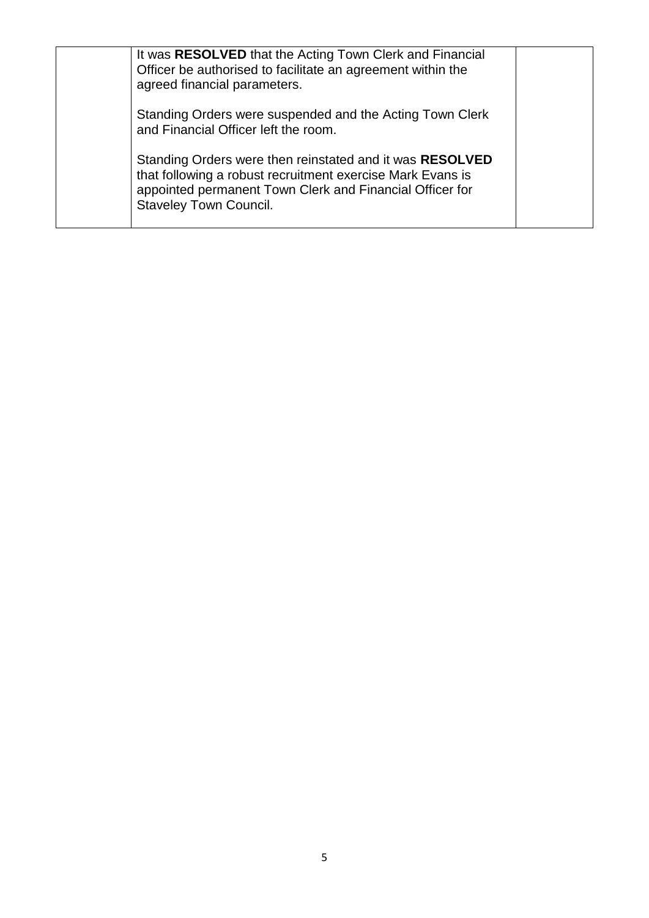| | | |
|---|---|---|
| | It was **RESOLVED** that the Acting Town Clerk and Financial Officer be authorised to facilitate an agreement within the agreed financial parameters.<br><br>Standing Orders were suspended and the Acting Town Clerk and Financial Officer left the room.<br><br>Standing Orders were then reinstated and it was **RESOLVED** that following a robust recruitment exercise Mark Evans is appointed permanent Town Clerk and Financial Officer for Staveley Town Council. | |